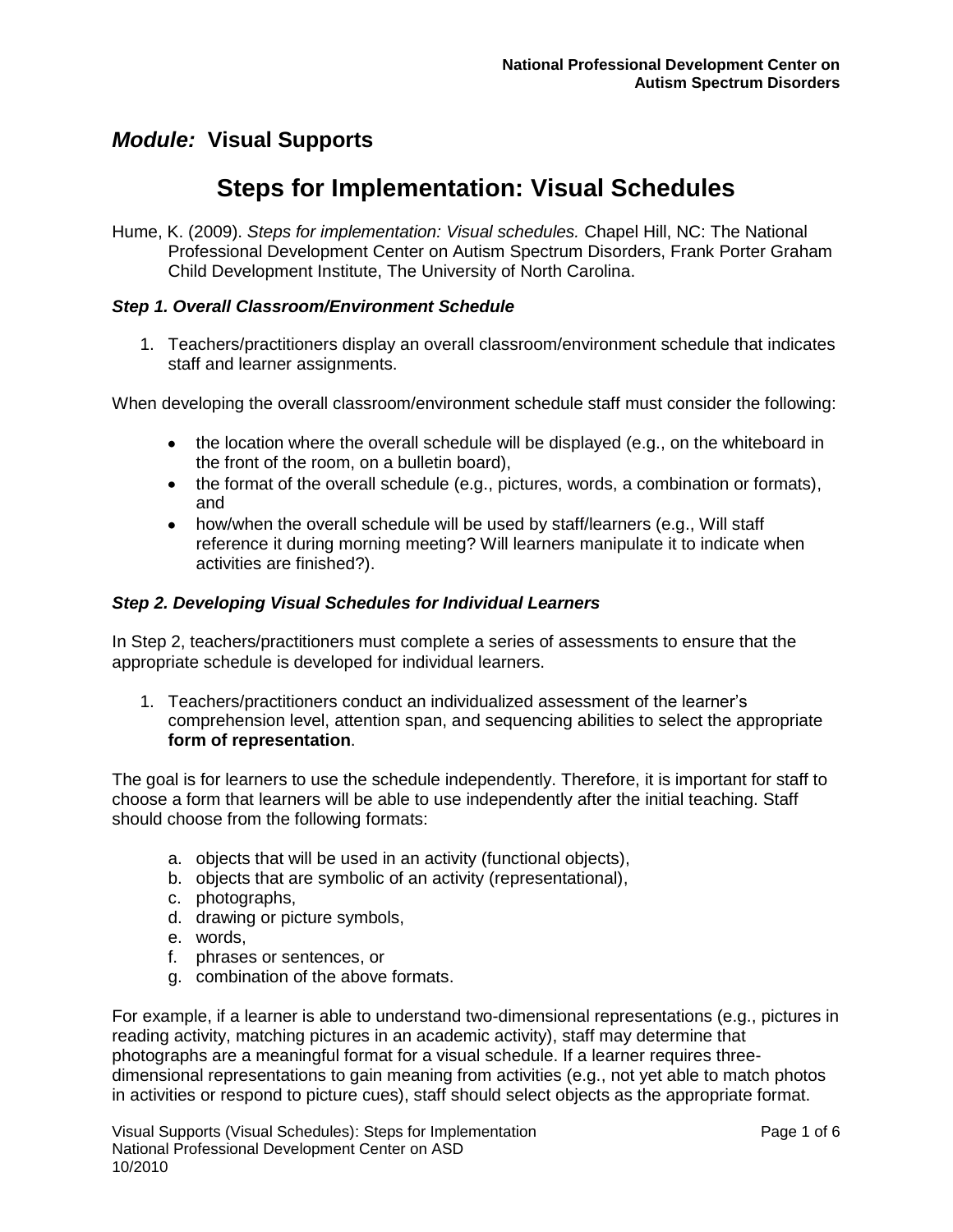## *Module:* Visual Supports

# Steps for Implementation: Visual Schedules

Hume, K. (2009). *Steps for implementation: Visual schedules.* Chapel Hill, NC: The National Professional Development Center on Autism Spectrum Disorders, Frank Porter Graham Child Development Institute, The University of North Carolina.

### *Step 1. Overall Classroom/Environment Schedule*

1. Teachers/practitioners display an overall classroom/environment schedule that indicates staff and learner assignments.

When developing the overall classroom/environment schedule staff must consider the following:

- the location where the overall schedule will be displayed (e.g., on the whiteboard in the front of the room, on a bulletin board),
- the format of the overall schedule (e.g., pictures, words, a combination or formats), and
- how/when the overall schedule will be used by staff/learners (e.g., Will staff reference it during morning meeting? Will learners manipulate it to indicate when activities are finished?).

### *Step 2. Developing Visual Schedules for Individual Learners*

In Step 2, teachers/practitioners must complete a series of assessments to ensure that the appropriate schedule is developed for individual learners.

1. Teachers/practitioners conduct an individualized assessment of the learner's comprehension level, attention span, and sequencing abilities to select the appropriate **form of representation**.

The goal is for learners to use the schedule independently. Therefore, it is important for staff to choose a form that learners will be able to use independently after the initial teaching. Staff should choose from the following formats:

a. objects that will be used in an activity (functional objects),
b. objects that are symbolic of an activity (representational),
c. photographs,
d. drawing or picture symbols,
e. words,
f. phrases or sentences, or
g. combination of the above formats.

For example, if a learner is able to understand two-dimensional representations (e.g., pictures in reading activity, matching pictures in an academic activity), staff may determine that photographs are a meaningful format for a visual schedule. If a learner requires three-dimensional representations to gain meaning from activities (e.g., not yet able to match photos in activities or respond to picture cues), staff should select objects as the appropriate format.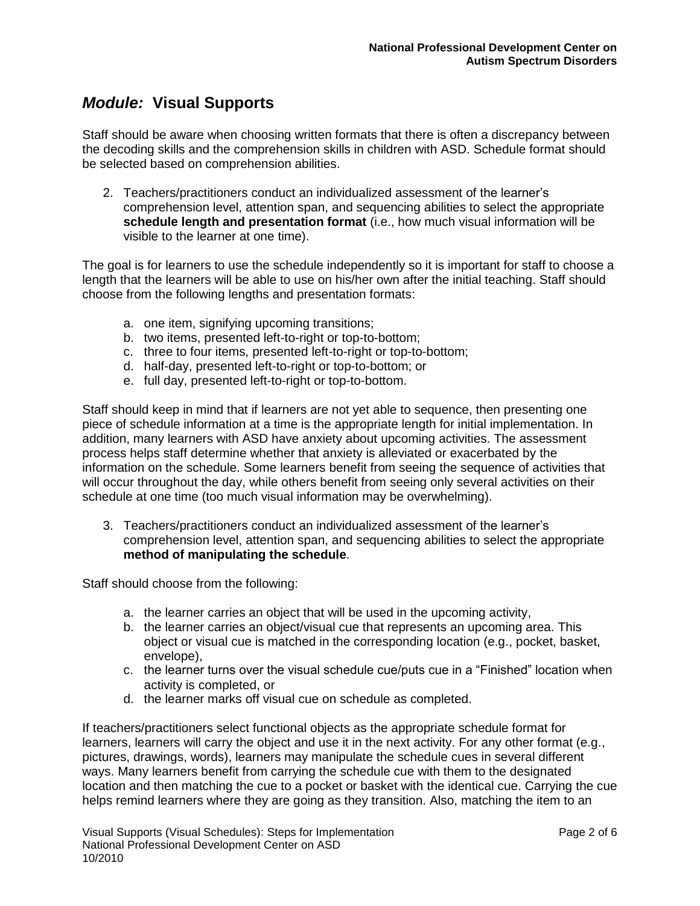## *Module:* Visual Supports

Staff should be aware when choosing written formats that there is often a discrepancy between the decoding skills and the comprehension skills in children with ASD. Schedule format should be selected based on comprehension abilities.

2. Teachers/practitioners conduct an individualized assessment of the learner's comprehension level, attention span, and sequencing abilities to select the appropriate **schedule length and presentation format** (i.e., how much visual information will be visible to the learner at one time).

The goal is for learners to use the schedule independently so it is important for staff to choose a length that the learners will be able to use on his/her own after the initial teaching. Staff should choose from the following lengths and presentation formats:

a. one item, signifying upcoming transitions;
b. two items, presented left-to-right or top-to-bottom;
c. three to four items, presented left-to-right or top-to-bottom;
d. half-day, presented left-to-right or top-to-bottom; or
e. full day, presented left-to-right or top-to-bottom.

Staff should keep in mind that if learners are not yet able to sequence, then presenting one piece of schedule information at a time is the appropriate length for initial implementation. In addition, many learners with ASD have anxiety about upcoming activities. The assessment process helps staff determine whether that anxiety is alleviated or exacerbated by the information on the schedule. Some learners benefit from seeing the sequence of activities that will occur throughout the day, while others benefit from seeing only several activities on their schedule at one time (too much visual information may be overwhelming).

3. Teachers/practitioners conduct an individualized assessment of the learner's comprehension level, attention span, and sequencing abilities to select the appropriate **method of manipulating the schedule**.

Staff should choose from the following:

a. the learner carries an object that will be used in the upcoming activity,
b. the learner carries an object/visual cue that represents an upcoming area. This object or visual cue is matched in the corresponding location (e.g., pocket, basket, envelope),
c. the learner turns over the visual schedule cue/puts cue in a "Finished" location when activity is completed, or
d. the learner marks off visual cue on schedule as completed.

If teachers/practitioners select functional objects as the appropriate schedule format for learners, learners will carry the object and use it in the next activity. For any other format (e.g., pictures, drawings, words), learners may manipulate the schedule cues in several different ways. Many learners benefit from carrying the schedule cue with them to the designated location and then matching the cue to a pocket or basket with the identical cue. Carrying the cue helps remind learners where they are going as they transition. Also, matching the item to an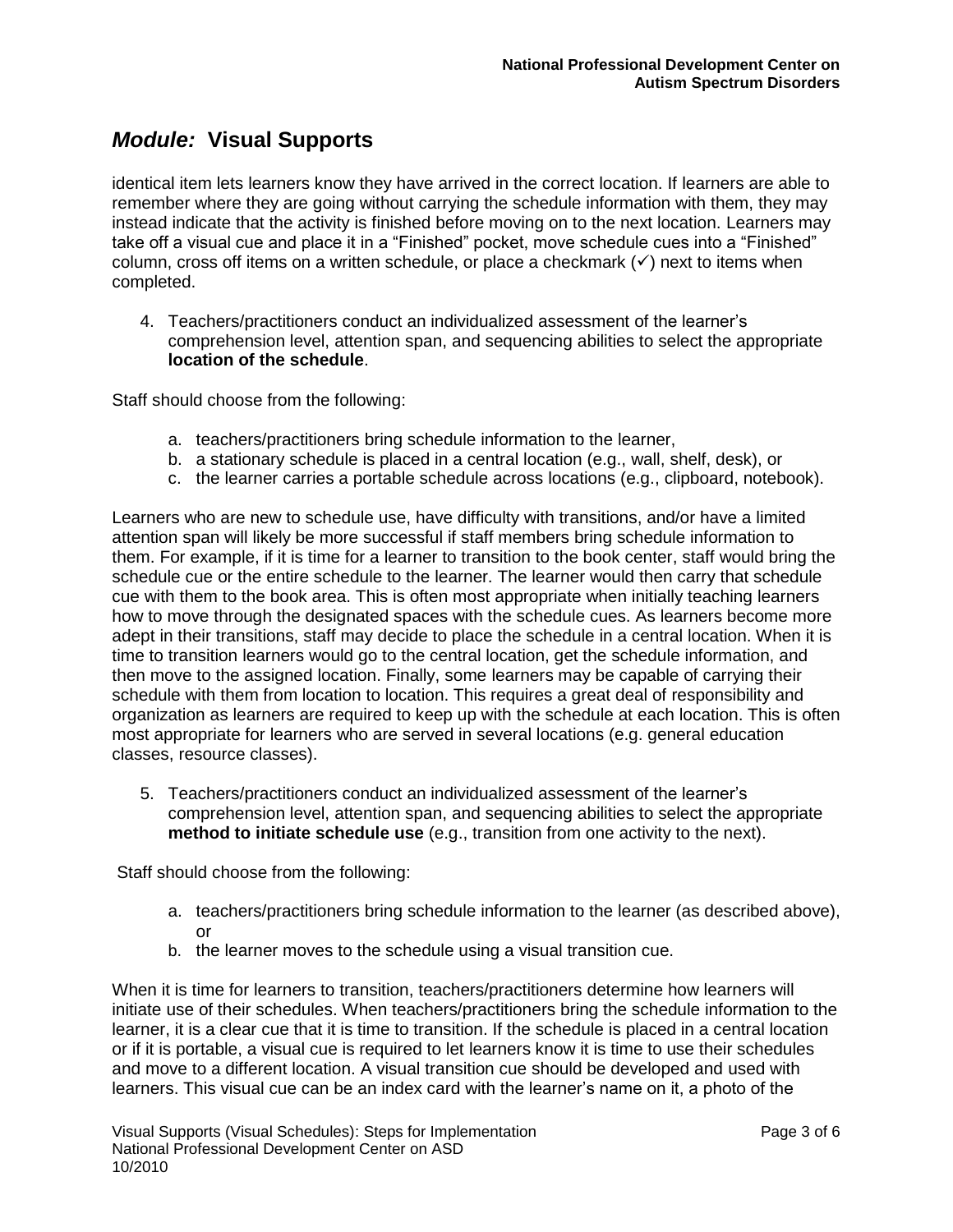## *Module:* Visual Supports

identical item lets learners know they have arrived in the correct location. If learners are able to remember where they are going without carrying the schedule information with them, they may instead indicate that the activity is finished before moving on to the next location. Learners may take off a visual cue and place it in a “Finished” pocket, move schedule cues into a “Finished” column, cross off items on a written schedule, or place a checkmark (✓) next to items when completed.

4. Teachers/practitioners conduct an individualized assessment of the learner’s comprehension level, attention span, and sequencing abilities to select the appropriate **location of the schedule**.

Staff should choose from the following:

a. teachers/practitioners bring schedule information to the learner,
b. a stationary schedule is placed in a central location (e.g., wall, shelf, desk), or
c. the learner carries a portable schedule across locations (e.g., clipboard, notebook).

Learners who are new to schedule use, have difficulty with transitions, and/or have a limited attention span will likely be more successful if staff members bring schedule information to them. For example, if it is time for a learner to transition to the book center, staff would bring the schedule cue or the entire schedule to the learner. The learner would then carry that schedule cue with them to the book area. This is often most appropriate when initially teaching learners how to move through the designated spaces with the schedule cues. As learners become more adept in their transitions, staff may decide to place the schedule in a central location. When it is time to transition learners would go to the central location, get the schedule information, and then move to the assigned location. Finally, some learners may be capable of carrying their schedule with them from location to location. This requires a great deal of responsibility and organization as learners are required to keep up with the schedule at each location. This is often most appropriate for learners who are served in several locations (e.g. general education classes, resource classes).

5. Teachers/practitioners conduct an individualized assessment of the learner’s comprehension level, attention span, and sequencing abilities to select the appropriate **method to initiate schedule use** (e.g., transition from one activity to the next).

Staff should choose from the following:

a. teachers/practitioners bring schedule information to the learner (as described above), or
b. the learner moves to the schedule using a visual transition cue.

When it is time for learners to transition, teachers/practitioners determine how learners will initiate use of their schedules. When teachers/practitioners bring the schedule information to the learner, it is a clear cue that it is time to transition. If the schedule is placed in a central location or if it is portable, a visual cue is required to let learners know it is time to use their schedules and move to a different location. A visual transition cue should be developed and used with learners. This visual cue can be an index card with the learner’s name on it, a photo of the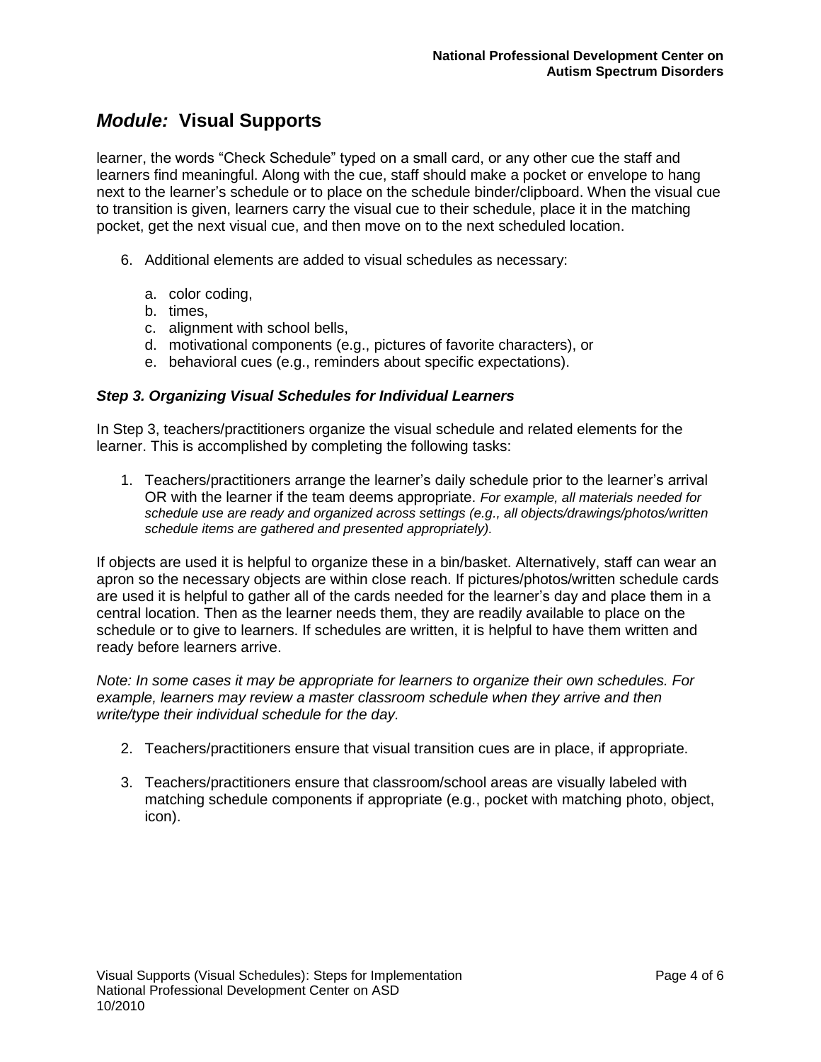learner, the words “Check Schedule” typed on a small card, or any other cue the staff and learners find meaningful. Along with the cue, staff should make a pocket or envelope to hang next to the learner’s schedule or to place on the schedule binder/clipboard. When the visual cue to transition is given, learners carry the visual cue to their schedule, place it in the matching pocket, get the next visual cue, and then move on to the next scheduled location.

6. Additional elements are added to visual schedules as necessary:

   a. color coding,
   b. times,
   c. alignment with school bells,
   d. motivational components (e.g., pictures of favorite characters), or
   e. behavioral cues (e.g., reminders about specific expectations).

### *Step 3. Organizing Visual Schedules for Individual Learners*

In Step 3, teachers/practitioners organize the visual schedule and related elements for the learner. This is accomplished by completing the following tasks:

1. Teachers/practitioners arrange the learner’s daily schedule prior to the learner’s arrival OR with the learner if the team deems appropriate. *For example, all materials needed for schedule use are ready and organized across settings (e.g., all objects/drawings/photos/written schedule items are gathered and presented appropriately).*

If objects are used it is helpful to organize these in a bin/basket. Alternatively, staff can wear an apron so the necessary objects are within close reach. If pictures/photos/written schedule cards are used it is helpful to gather all of the cards needed for the learner’s day and place them in a central location. Then as the learner needs them, they are readily available to place on the schedule or to give to learners. If schedules are written, it is helpful to have them written and ready before learners arrive.

*Note: In some cases it may be appropriate for learners to organize their own schedules. For example, learners may review a master classroom schedule when they arrive and then write/type their individual schedule for the day.*

2. Teachers/practitioners ensure that visual transition cues are in place, if appropriate.

3. Teachers/practitioners ensure that classroom/school areas are visually labeled with matching schedule components if appropriate (e.g., pocket with matching photo, object, icon).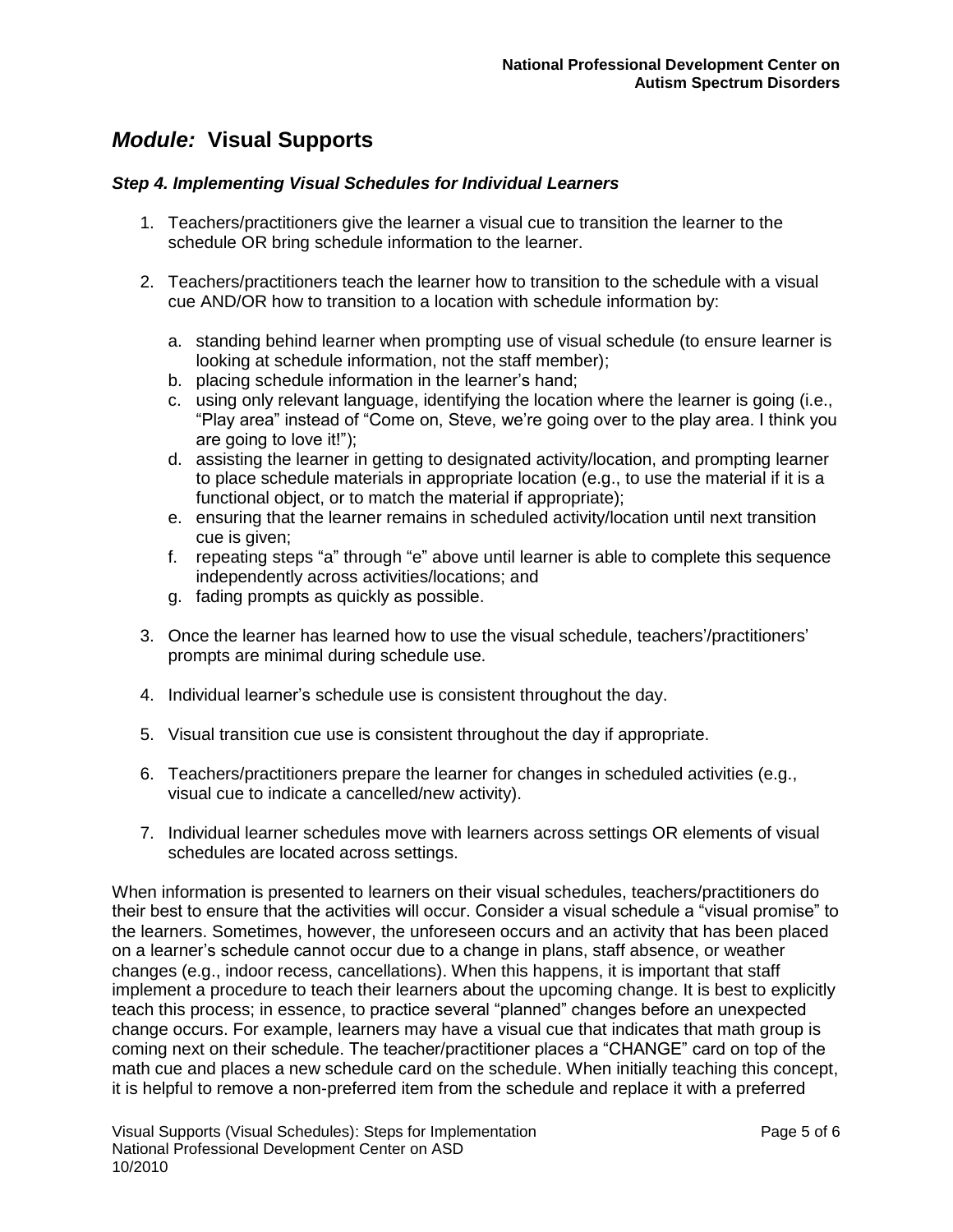# *Module:* Visual Supports

### *Step 4. Implementing Visual Schedules for Individual Learners*

1. Teachers/practitioners give the learner a visual cue to transition the learner to the schedule OR bring schedule information to the learner.

2. Teachers/practitioners teach the learner how to transition to the schedule with a visual cue AND/OR how to transition to a location with schedule information by:

   a. standing behind learner when prompting use of visual schedule (to ensure learner is looking at schedule information, not the staff member);
   b. placing schedule information in the learner's hand;
   c. using only relevant language, identifying the location where the learner is going (i.e., "Play area" instead of "Come on, Steve, we're going over to the play area. I think you are going to love it!");
   d. assisting the learner in getting to designated activity/location, and prompting learner to place schedule materials in appropriate location (e.g., to use the material if it is a functional object, or to match the material if appropriate);
   e. ensuring that the learner remains in scheduled activity/location until next transition cue is given;
   f. repeating steps "a" through "e" above until learner is able to complete this sequence independently across activities/locations; and
   g. fading prompts as quickly as possible.

3. Once the learner has learned how to use the visual schedule, teachers'/practitioners' prompts are minimal during schedule use.

4. Individual learner's schedule use is consistent throughout the day.

5. Visual transition cue use is consistent throughout the day if appropriate.

6. Teachers/practitioners prepare the learner for changes in scheduled activities (e.g., visual cue to indicate a cancelled/new activity).

7. Individual learner schedules move with learners across settings OR elements of visual schedules are located across settings.

When information is presented to learners on their visual schedules, teachers/practitioners do their best to ensure that the activities will occur. Consider a visual schedule a "visual promise" to the learners. Sometimes, however, the unforeseen occurs and an activity that has been placed on a learner's schedule cannot occur due to a change in plans, staff absence, or weather changes (e.g., indoor recess, cancellations). When this happens, it is important that staff implement a procedure to teach their learners about the upcoming change. It is best to explicitly teach this process; in essence, to practice several "planned" changes before an unexpected change occurs. For example, learners may have a visual cue that indicates that math group is coming next on their schedule. The teacher/practitioner places a "CHANGE" card on top of the math cue and places a new schedule card on the schedule. When initially teaching this concept, it is helpful to remove a non-preferred item from the schedule and replace it with a preferred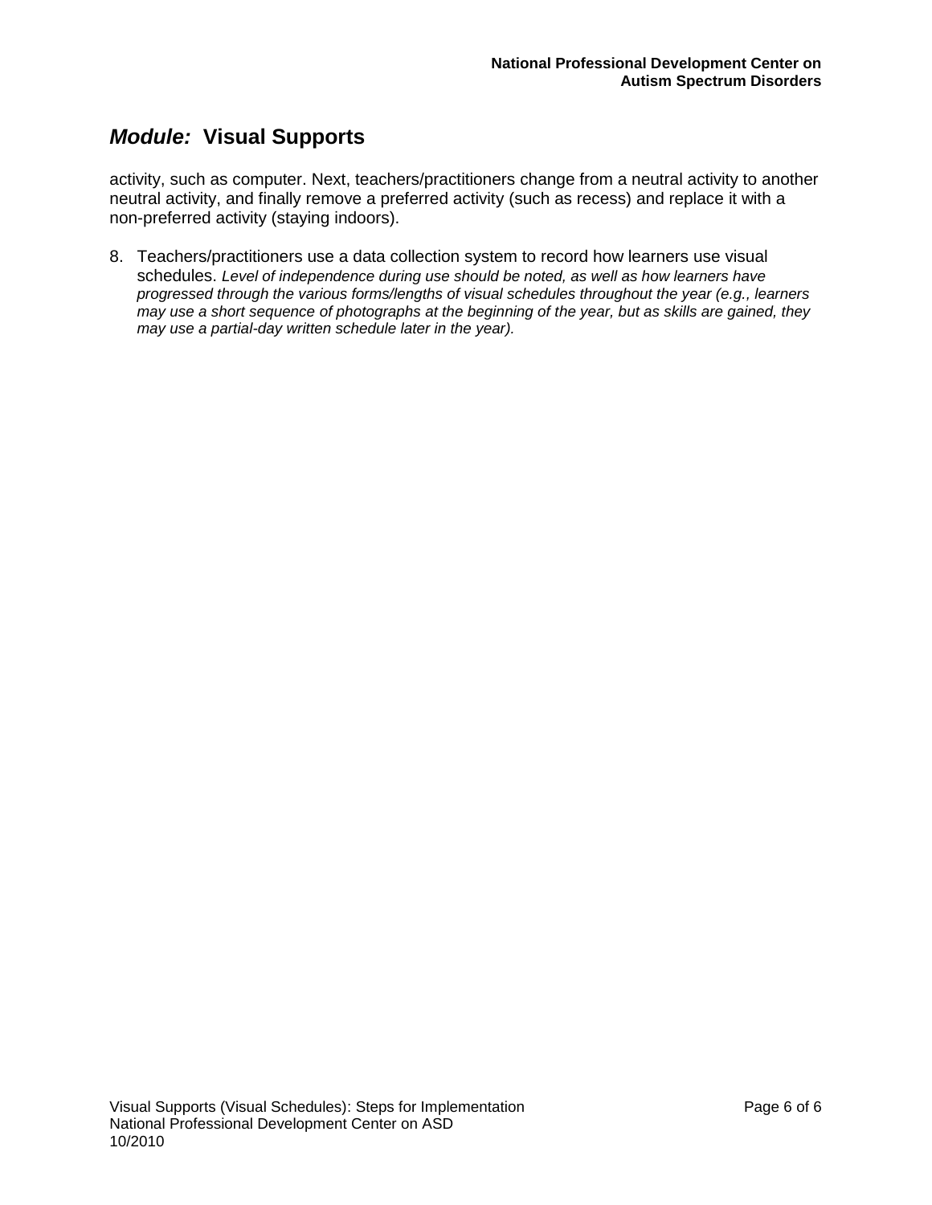## *Module:* Visual Supports

activity, such as computer. Next, teachers/practitioners change from a neutral activity to another neutral activity, and finally remove a preferred activity (such as recess) and replace it with a non-preferred activity (staying indoors).

8. Teachers/practitioners use a data collection system to record how learners use visual schedules. *Level of independence during use should be noted, as well as how learners have progressed through the various forms/lengths of visual schedules throughout the year (e.g., learners may use a short sequence of photographs at the beginning of the year, but as skills are gained, they may use a partial-day written schedule later in the year).*